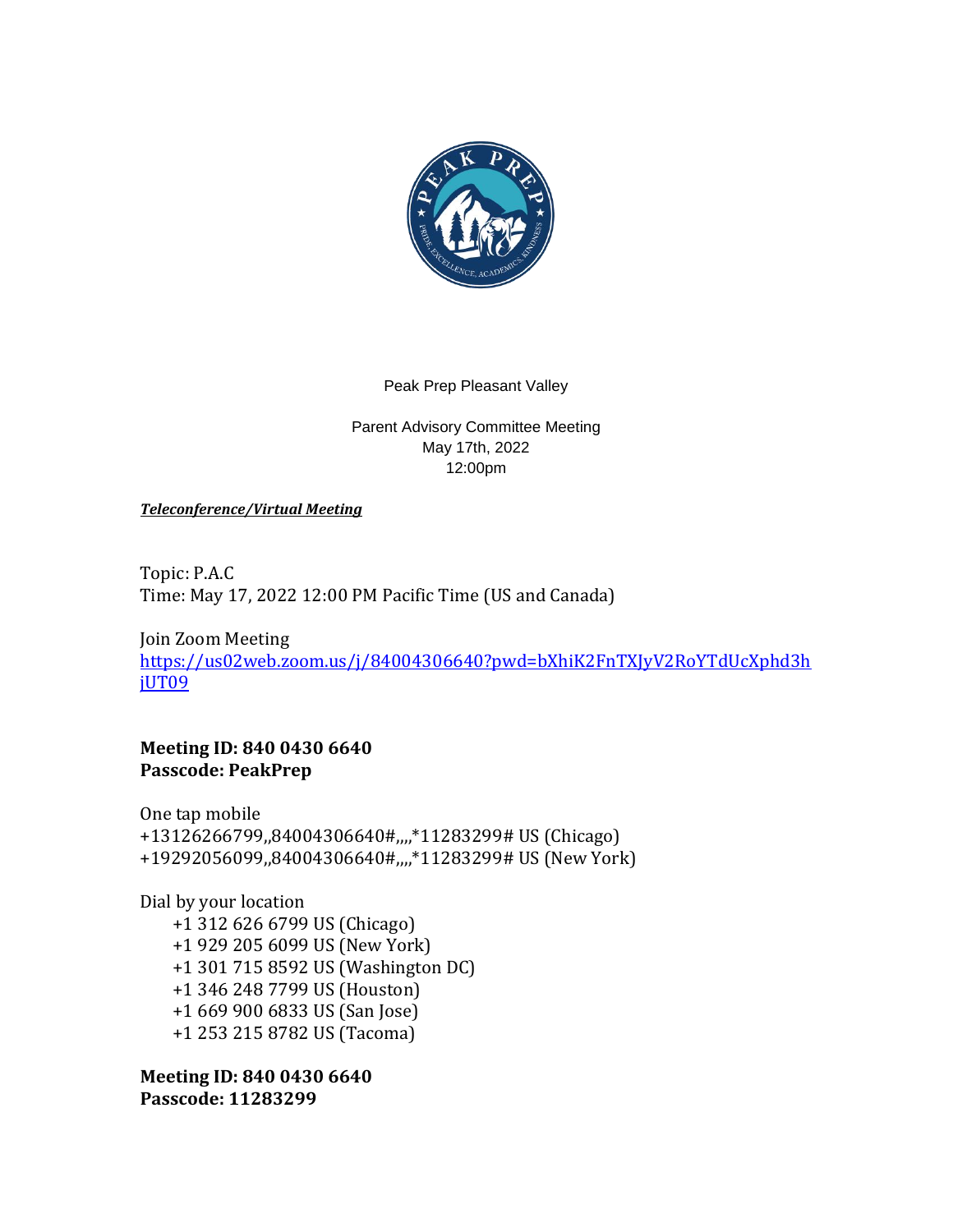Peak Prep Pleasant Valley

Parent Advisory Committee Meeting
May 17th, 2022
12:00pm

***Teleconference/Virtual Meeting***

Topic: P.A.C
Time: May 17, 2022 12:00 PM Pacific Time (US and Canada)

Join Zoom Meeting
https://us02web.zoom.us/j/84004306640?pwd=bXhiK2FnTXJyV2RoYTdUcXphd3hjUT09

**Meeting ID: 840 0430 6640**
**Passcode: PeakPrep**

One tap mobile
+13126266799,,84004306640#,,,,*11283299# US (Chicago)
+19292056099,,84004306640#,,,,*11283299# US (New York)

Dial by your location
+1 312 626 6799 US (Chicago)
+1 929 205 6099 US (New York)
+1 301 715 8592 US (Washington DC)
+1 346 248 7799 US (Houston)
+1 669 900 6833 US (San Jose)
+1 253 215 8782 US (Tacoma)

**Meeting ID: 840 0430 6640**
**Passcode: 11283299**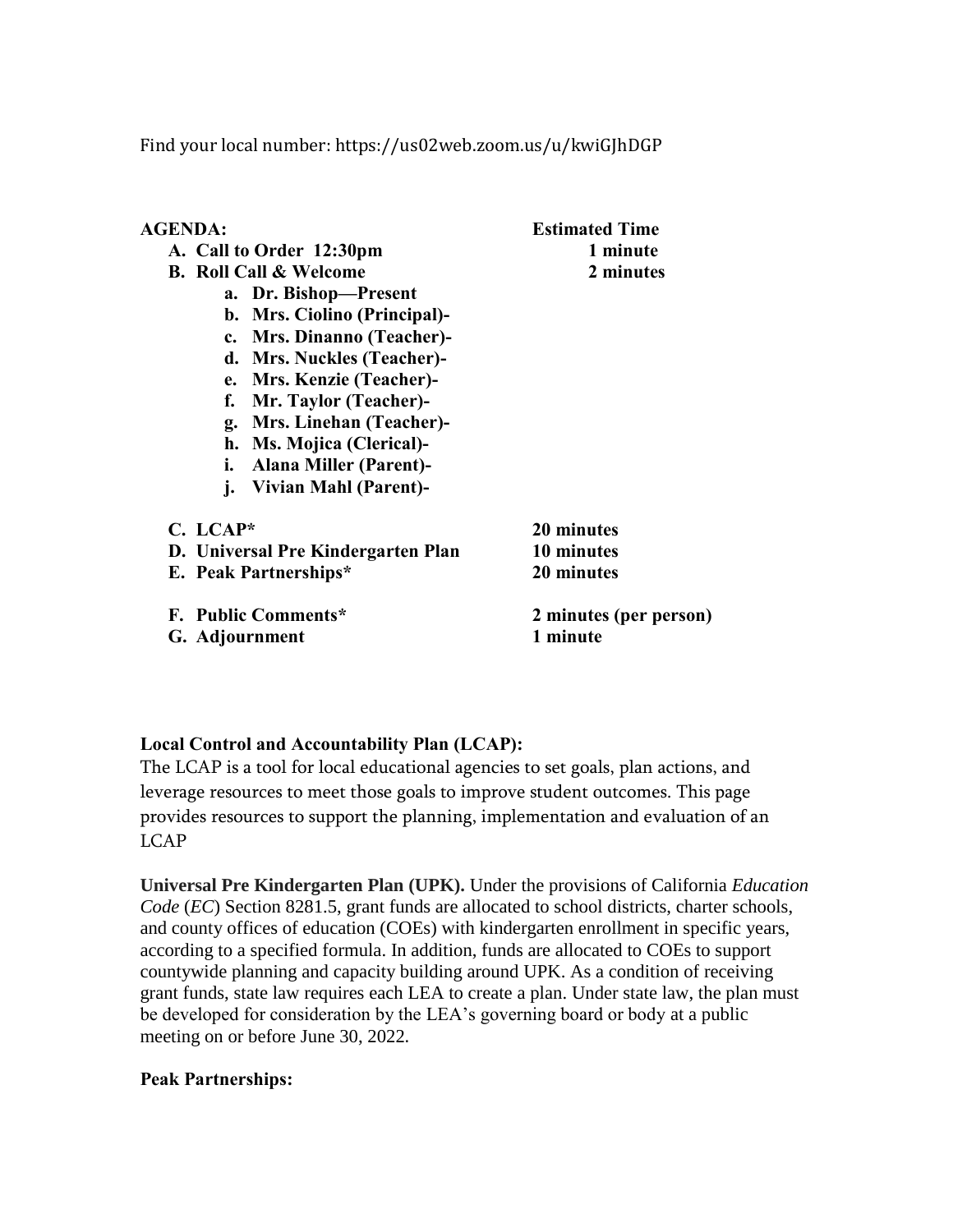Find your local number: https://us02web.zoom.us/u/kwiGJhDGP

| AGENDA: | Estimated Time |
|---|---|
| A. Call to Order 12:30pm | 1 minute |
| B. Roll Call & Welcome | 2 minutes |
| a. Dr. Bishop—Present | |
| b. Mrs. Ciolino (Principal)- | |
| c. Mrs. Dinanno (Teacher)- | |
| d. Mrs. Nuckles (Teacher)- | |
| e. Mrs. Kenzie (Teacher)- | |
| f. Mr. Taylor (Teacher)- | |
| g. Mrs. Linehan (Teacher)- | |
| h. Ms. Mojica (Clerical)- | |
| i. Alana Miller (Parent)- | |
| j. Vivian Mahl (Parent)- | |
| C. LCAP* | 20 minutes |
| D. Universal Pre Kindergarten Plan | 10 minutes |
| E. Peak Partnerships* | 20 minutes |
| F. Public Comments* | 2 minutes (per person) |
| G. Adjournment | 1 minute |

**Local Control and Accountability Plan (LCAP):**
The LCAP is a tool for local educational agencies to set goals, plan actions, and leverage resources to meet those goals to improve student outcomes. This page provides resources to support the planning, implementation and evaluation of an LCAP

**Universal Pre Kindergarten Plan (UPK).** Under the provisions of California *Education Code* (*EC*) Section 8281.5, grant funds are allocated to school districts, charter schools, and county offices of education (COEs) with kindergarten enrollment in specific years, according to a specified formula. In addition, funds are allocated to COEs to support countywide planning and capacity building around UPK. As a condition of receiving grant funds, state law requires each LEA to create a plan. Under state law, the plan must be developed for consideration by the LEA's governing board or body at a public meeting on or before June 30, 2022.

**Peak Partnerships:**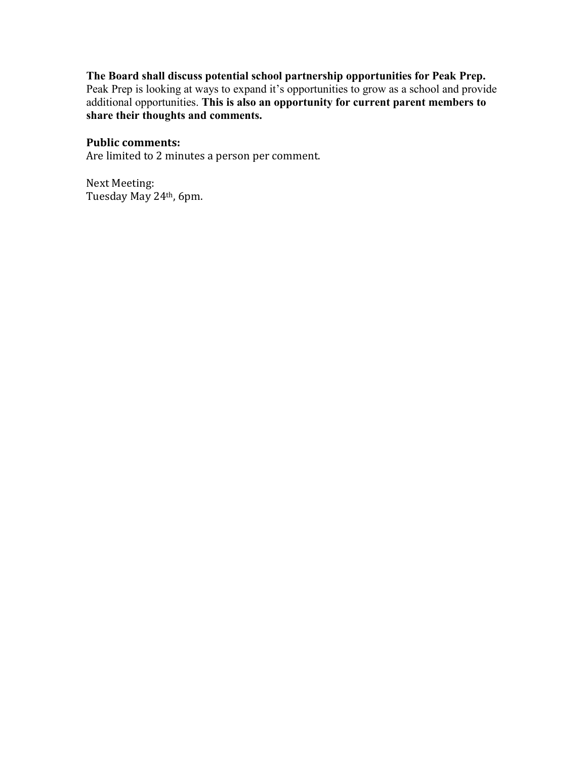**The Board shall discuss potential school partnership opportunities for Peak Prep.**
Peak Prep is looking at ways to expand it's opportunities to grow as a school and provide additional opportunities. **This is also an opportunity for current parent members to share their thoughts and comments.**

**Public comments:**
Are limited to 2 minutes a person per comment.

Next Meeting:
Tuesday May 24th, 6pm.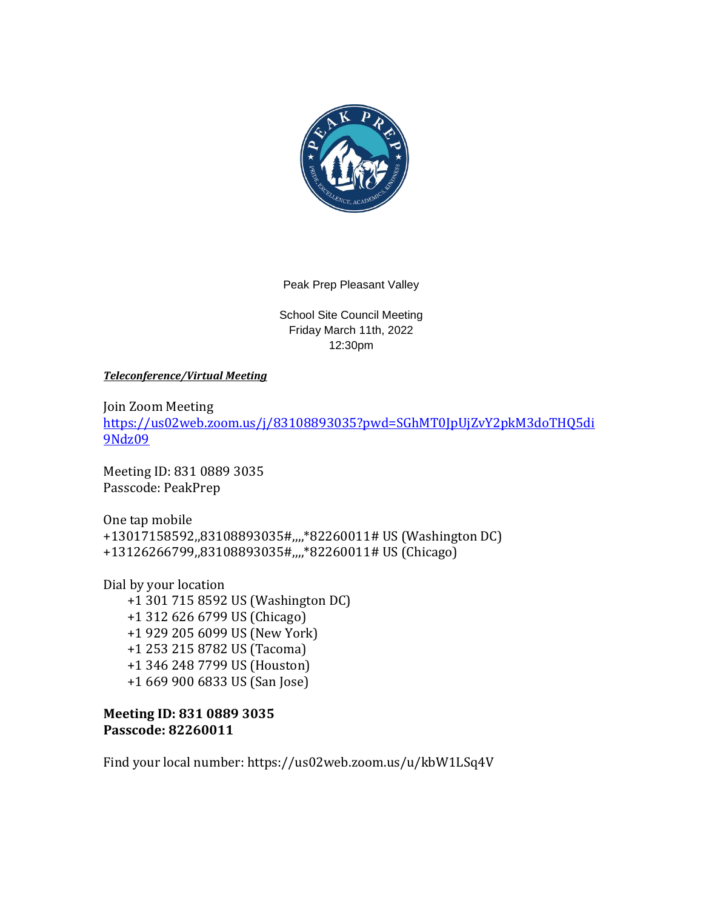Peak Prep Pleasant Valley

School Site Council Meeting
Friday March 11th, 2022
12:30pm

***Teleconference/Virtual Meeting***

Join Zoom Meeting
https://us02web.zoom.us/j/83108893035?pwd=SGhMT0JpUjZvY2pkM3doTHQ5di9Ndz09

Meeting ID: 831 0889 3035
Passcode: PeakPrep

One tap mobile
+13017158592,,83108893035#,,,,*82260011# US (Washington DC)
+13126266799,,83108893035#,,,,*82260011# US (Chicago)

Dial by your location
+1 301 715 8592 US (Washington DC)
+1 312 626 6799 US (Chicago)
+1 929 205 6099 US (New York)
+1 253 215 8782 US (Tacoma)
+1 346 248 7799 US (Houston)
+1 669 900 6833 US (San Jose)

**Meeting ID: 831 0889 3035**
**Passcode: 82260011**

Find your local number: https://us02web.zoom.us/u/kbW1LSq4V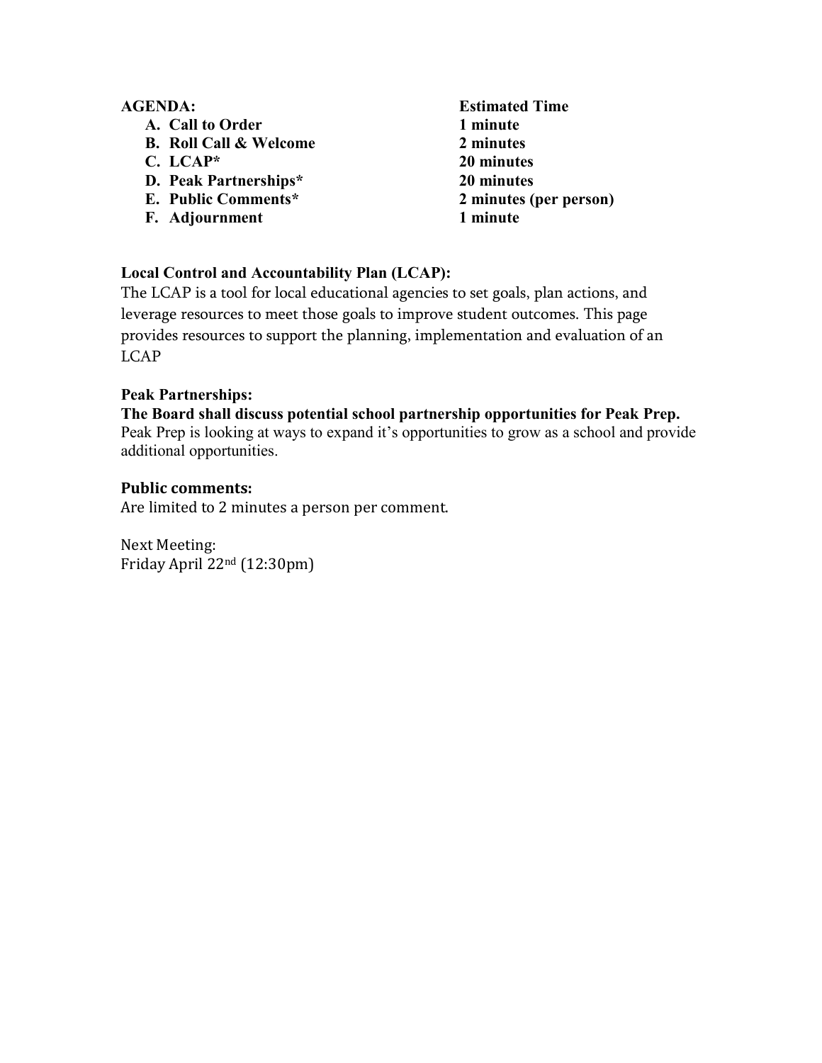| AGENDA: | Estimated Time |
|---|---|
| **A. Call to Order** | **1 minute** |
| **B. Roll Call & Welcome** | **2 minutes** |
| **C. LCAP*** | **20 minutes** |
| **D. Peak Partnerships*** | **20 minutes** |
| **E. Public Comments*** | **2 minutes (per person)** |
| **F. Adjournment** | **1 minute** |

**Local Control and Accountability Plan (LCAP):**

The LCAP is a tool for local educational agencies to set goals, plan actions, and leverage resources to meet those goals to improve student outcomes. This page provides resources to support the planning, implementation and evaluation of an LCAP

**Peak Partnerships:**

**The Board shall discuss potential school partnership opportunities for Peak Prep.**

Peak Prep is looking at ways to expand it's opportunities to grow as a school and provide additional opportunities.

**Public comments:**

Are limited to 2 minutes a person per comment.

Next Meeting:
Friday April 22nd (12:30pm)